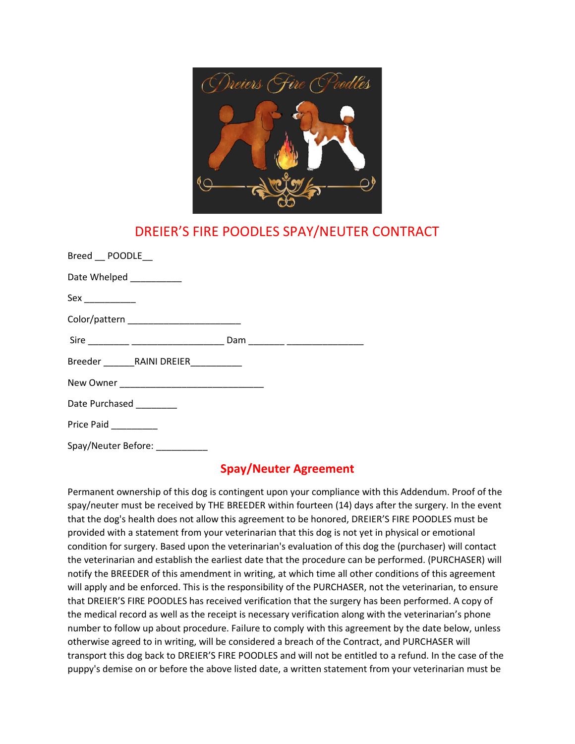# DREIER'S FIRE POODLES SPAY/NEUTER CONTRACT

Breed __ POODLE__

Date Whelped __________

Sex __________

Color/pattern ______________________

Sire ________ __________________ Dam _______ _______________

Breeder ______RAINI DREIER__________

New Owner ____________________________

Date Purchased ________

Price Paid _________

Spay/Neuter Before: __________

## Spay/Neuter Agreement

Permanent ownership of this dog is contingent upon your compliance with this Addendum. Proof of the spay/neuter must be received by THE BREEDER within fourteen (14) days after the surgery. In the event that the dog's health does not allow this agreement to be honored, DREIER'S FIRE POODLES must be provided with a statement from your veterinarian that this dog is not yet in physical or emotional condition for surgery. Based upon the veterinarian's evaluation of this dog the (purchaser) will contact the veterinarian and establish the earliest date that the procedure can be performed. (PURCHASER) will notify the BREEDER of this amendment in writing, at which time all other conditions of this agreement will apply and be enforced. This is the responsibility of the PURCHASER, not the veterinarian, to ensure that DREIER'S FIRE POODLES has received verification that the surgery has been performed. A copy of the medical record as well as the receipt is necessary verification along with the veterinarian's phone number to follow up about procedure. Failure to comply with this agreement by the date below, unless otherwise agreed to in writing, will be considered a breach of the Contract, and PURCHASER will transport this dog back to DREIER'S FIRE POODLES and will not be entitled to a refund. In the case of the puppy's demise on or before the above listed date, a written statement from your veterinarian must be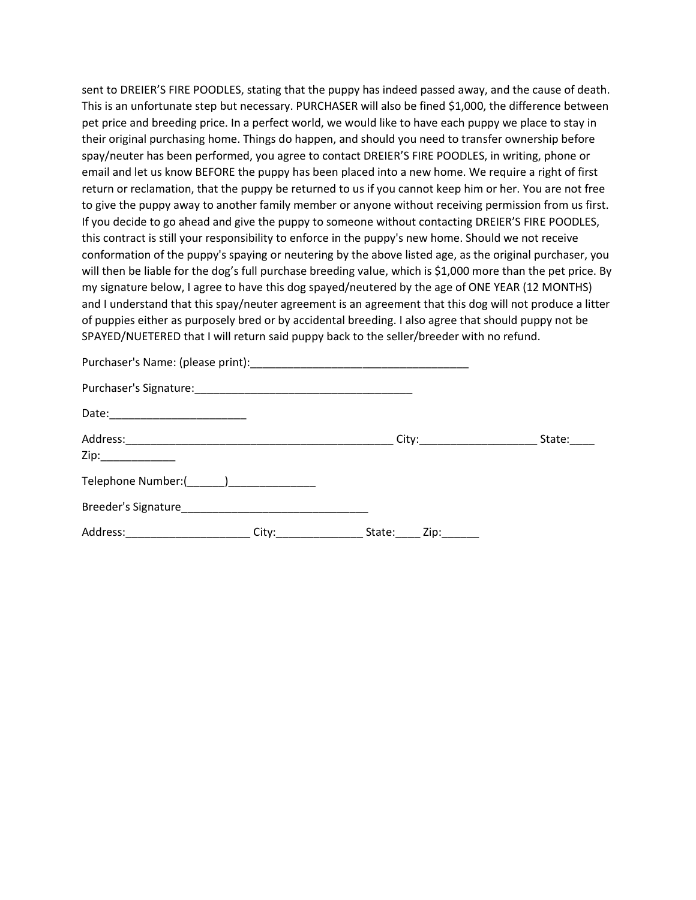sent to DREIER'S FIRE POODLES, stating that the puppy has indeed passed away, and the cause of death. This is an unfortunate step but necessary. PURCHASER will also be fined $1,000, the difference between pet price and breeding price. In a perfect world, we would like to have each puppy we place to stay in their original purchasing home. Things do happen, and should you need to transfer ownership before spay/neuter has been performed, you agree to contact DREIER'S FIRE POODLES, in writing, phone or email and let us know BEFORE the puppy has been placed into a new home. We require a right of first return or reclamation, that the puppy be returned to us if you cannot keep him or her. You are not free to give the puppy away to another family member or anyone without receiving permission from us first. If you decide to go ahead and give the puppy to someone without contacting DREIER'S FIRE POODLES, this contract is still your responsibility to enforce in the puppy's new home. Should we not receive conformation of the puppy's spaying or neutering by the above listed age, as the original purchaser, you will then be liable for the dog's full purchase breeding value, which is $1,000 more than the pet price. By my signature below, I agree to have this dog spayed/neutered by the age of ONE YEAR (12 MONTHS) and I understand that this spay/neuter agreement is an agreement that this dog will not produce a litter of puppies either as purposely bred or by accidental breeding. I also agree that should puppy not be SPAYED/NUETERED that I will return said puppy back to the seller/breeder with no refund.

Purchaser's Name: (please print):___________________________________

Purchaser's Signature:___________________________________

Date:_____________________

Address:___________________________________________ City:___________________ State:____ Zip:____________

Telephone Number:(______)______________

Breeder's Signature______________________________

Address:____________________ City:______________ State:____ Zip:______